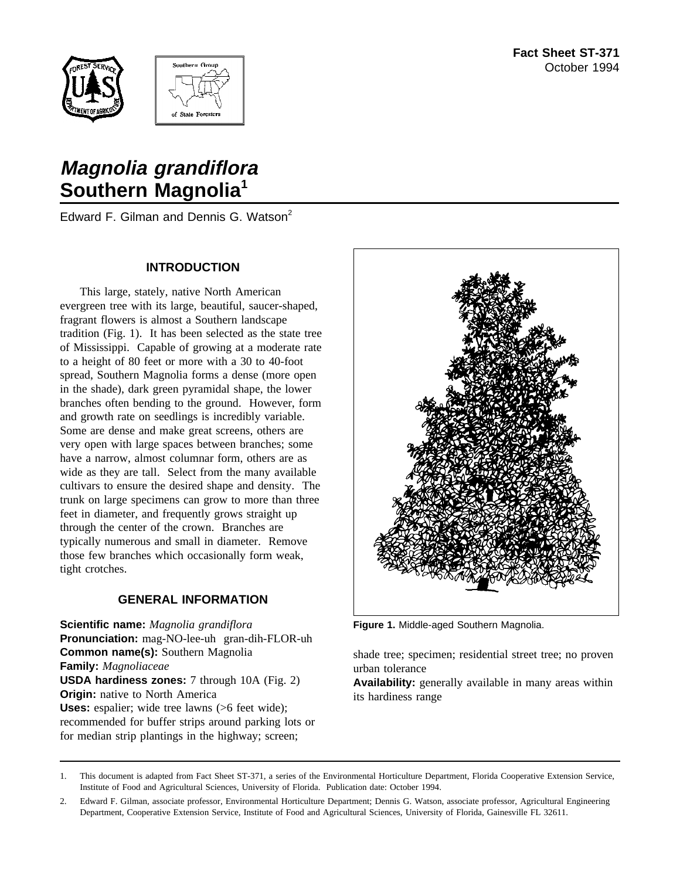Fact Sheet ST-371
October 1994

# *Magnolia grandiflora*
# Southern Magnolia[1]

Edward F. Gilman and Dennis G. Watson[2]

## INTRODUCTION

This large, stately, native North American evergreen tree with its large, beautiful, saucer-shaped, fragrant flowers is almost a Southern landscape tradition (Fig. 1). It has been selected as the state tree of Mississippi. Capable of growing at a moderate rate to a height of 80 feet or more with a 30 to 40-foot spread, Southern Magnolia forms a dense (more open in the shade), dark green pyramidal shape, the lower branches often bending to the ground. However, form and growth rate on seedlings is incredibly variable. Some are dense and make great screens, others are very open with large spaces between branches; some have a narrow, almost columnar form, others are as wide as they are tall. Select from the many available cultivars to ensure the desired shape and density. The trunk on large specimens can grow to more than three feet in diameter, and frequently grows straight up through the center of the crown. Branches are typically numerous and small in diameter. Remove those few branches which occasionally form weak, tight crotches.

## GENERAL INFORMATION

**Scientific name:** *Magnolia grandiflora*
**Pronunciation:** mag-NO-lee-uh gran-dih-FLOR-uh
**Common name(s):** Southern Magnolia
**Family:** *Magnoliaceae*
**USDA hardiness zones:** 7 through 10A (Fig. 2)
**Origin:** native to North America
**Uses:** espalier; wide tree lawns (>6 feet wide); recommended for buffer strips around parking lots or for median strip plantings in the highway; screen; shade tree; specimen; residential street tree; no proven urban tolerance
**Availability:** generally available in many areas within its hardiness range

**Figure 1.** Middle-aged Southern Magnolia.

---

1. This document is adapted from Fact Sheet ST-371, a series of the Environmental Horticulture Department, Florida Cooperative Extension Service, Institute of Food and Agricultural Sciences, University of Florida. Publication date: October 1994.

2. Edward F. Gilman, associate professor, Environmental Horticulture Department; Dennis G. Watson, associate professor, Agricultural Engineering Department, Cooperative Extension Service, Institute of Food and Agricultural Sciences, University of Florida, Gainesville FL 32611.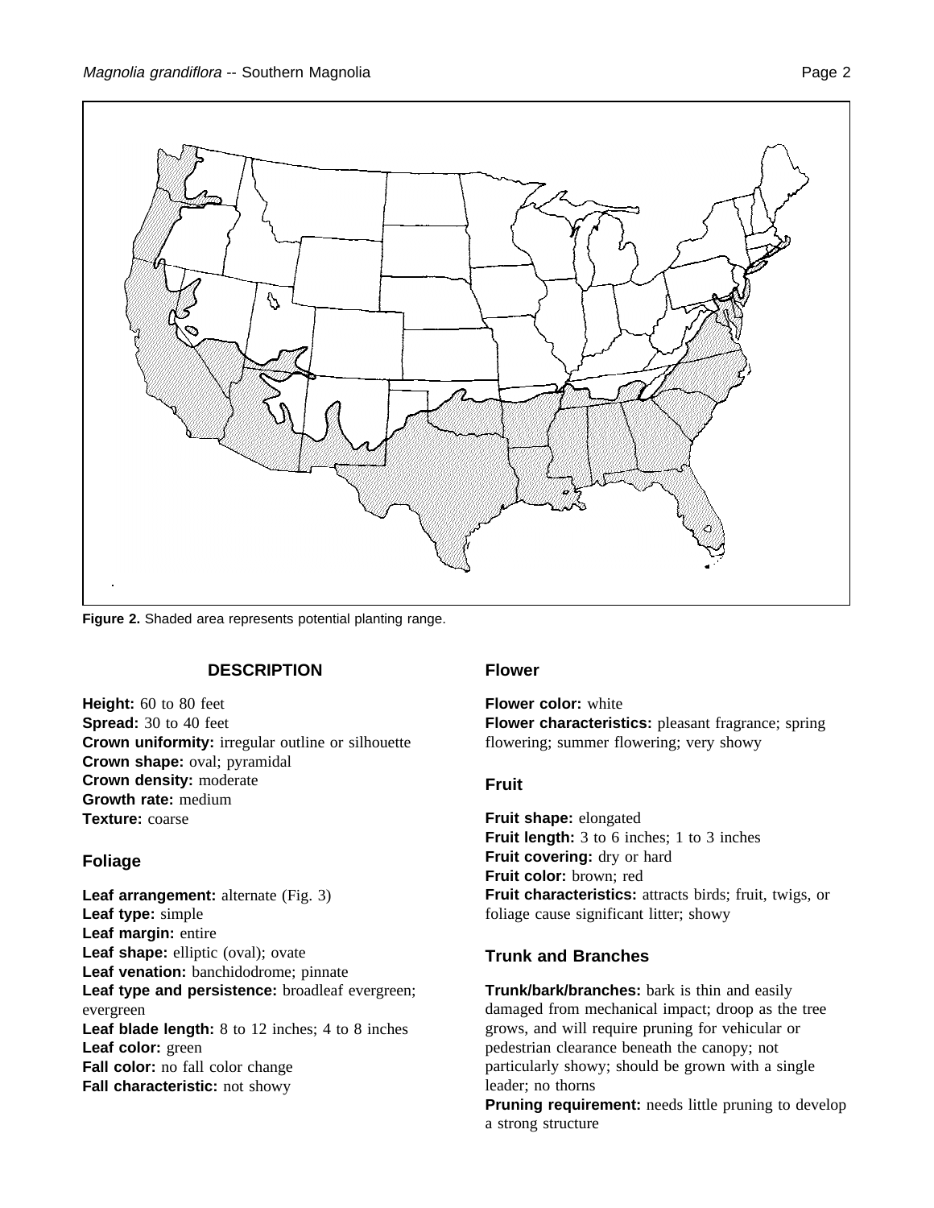Figure 2. Shaded area represents potential planting range.

## DESCRIPTION

**Height:** 60 to 80 feet
**Spread:** 30 to 40 feet
**Crown uniformity:** irregular outline or silhouette
**Crown shape:** oval; pyramidal
**Crown density:** moderate
**Growth rate:** medium
**Texture:** coarse

### Foliage

**Leaf arrangement:** alternate (Fig. 3)
**Leaf type:** simple
**Leaf margin:** entire
**Leaf shape:** elliptic (oval); ovate
**Leaf venation:** banchidodrome; pinnate
**Leaf type and persistence:** broadleaf evergreen; evergreen
**Leaf blade length:** 8 to 12 inches; 4 to 8 inches
**Leaf color:** green
**Fall color:** no fall color change
**Fall characteristic:** not showy

### Flower

**Flower color:** white
**Flower characteristics:** pleasant fragrance; spring flowering; summer flowering; very showy

### Fruit

**Fruit shape:** elongated
**Fruit length:** 3 to 6 inches; 1 to 3 inches
**Fruit covering:** dry or hard
**Fruit color:** brown; red
**Fruit characteristics:** attracts birds; fruit, twigs, or foliage cause significant litter; showy

### Trunk and Branches

**Trunk/bark/branches:** bark is thin and easily damaged from mechanical impact; droop as the tree grows, and will require pruning for vehicular or pedestrian clearance beneath the canopy; not particularly showy; should be grown with a single leader; no thorns
**Pruning requirement:** needs little pruning to develop a strong structure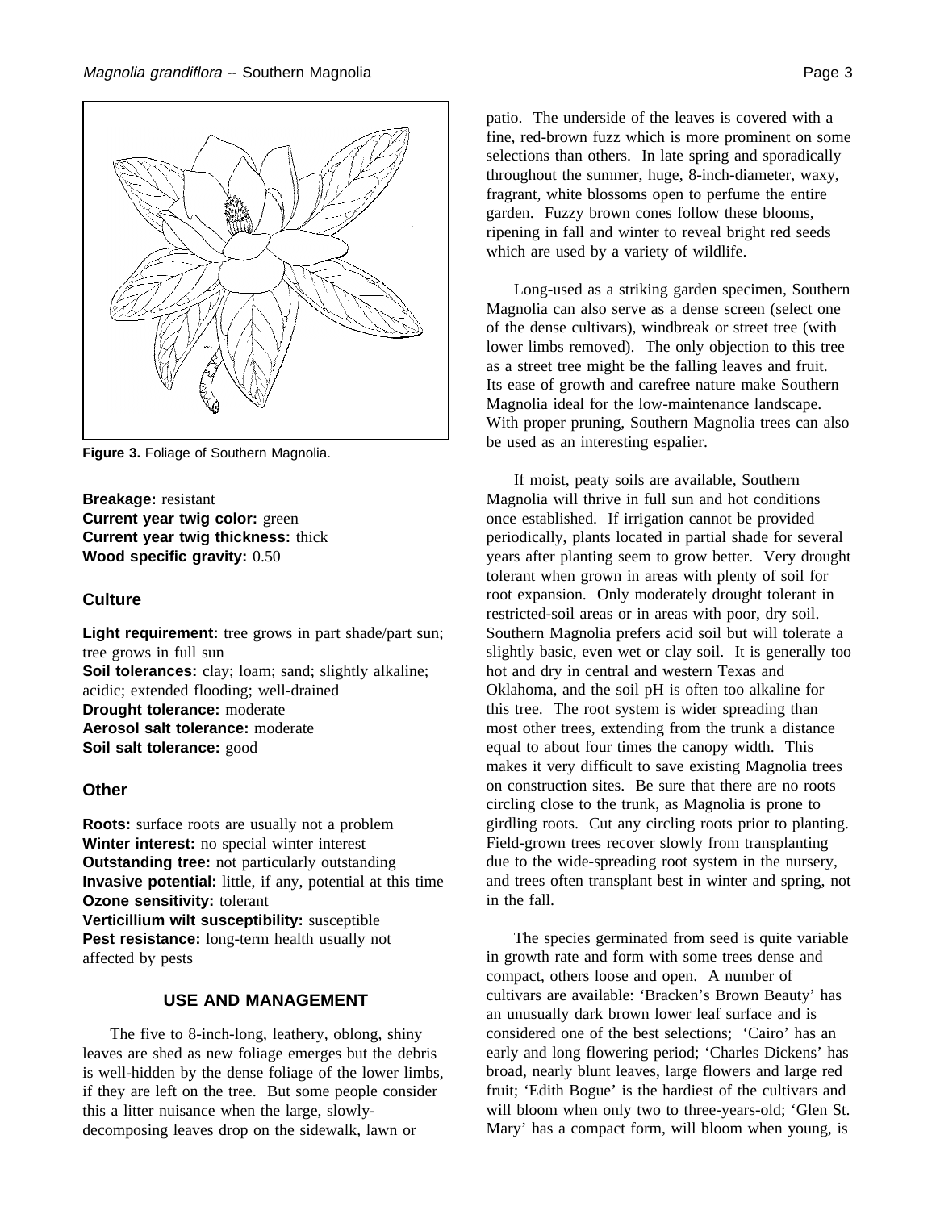Figure 3. Foliage of Southern Magnolia.

**Breakage:** resistant
**Current year twig color:** green
**Current year twig thickness:** thick
**Wood specific gravity:** 0.50

## Culture

**Light requirement:** tree grows in part shade/part sun; tree grows in full sun
**Soil tolerances:** clay; loam; sand; slightly alkaline; acidic; extended flooding; well-drained
**Drought tolerance:** moderate
**Aerosol salt tolerance:** moderate
**Soil salt tolerance:** good

## Other

**Roots:** surface roots are usually not a problem
**Winter interest:** no special winter interest
**Outstanding tree:** not particularly outstanding
**Invasive potential:** little, if any, potential at this time
**Ozone sensitivity:** tolerant
**Verticillium wilt susceptibility:** susceptible
**Pest resistance:** long-term health usually not affected by pests

## USE AND MANAGEMENT

The five to 8-inch-long, leathery, oblong, shiny leaves are shed as new foliage emerges but the debris is well-hidden by the dense foliage of the lower limbs, if they are left on the tree. But some people consider this a litter nuisance when the large, slowly-decomposing leaves drop on the sidewalk, lawn or patio. The underside of the leaves is covered with a fine, red-brown fuzz which is more prominent on some selections than others. In late spring and sporadically throughout the summer, huge, 8-inch-diameter, waxy, fragrant, white blossoms open to perfume the entire garden. Fuzzy brown cones follow these blooms, ripening in fall and winter to reveal bright red seeds which are used by a variety of wildlife.

Long-used as a striking garden specimen, Southern Magnolia can also serve as a dense screen (select one of the dense cultivars), windbreak or street tree (with lower limbs removed). The only objection to this tree as a street tree might be the falling leaves and fruit. Its ease of growth and carefree nature make Southern Magnolia ideal for the low-maintenance landscape. With proper pruning, Southern Magnolia trees can also be used as an interesting espalier.

If moist, peaty soils are available, Southern Magnolia will thrive in full sun and hot conditions once established. If irrigation cannot be provided periodically, plants located in partial shade for several years after planting seem to grow better. Very drought tolerant when grown in areas with plenty of soil for root expansion. Only moderately drought tolerant in restricted-soil areas or in areas with poor, dry soil. Southern Magnolia prefers acid soil but will tolerate a slightly basic, even wet or clay soil. It is generally too hot and dry in central and western Texas and Oklahoma, and the soil pH is often too alkaline for this tree. The root system is wider spreading than most other trees, extending from the trunk a distance equal to about four times the canopy width. This makes it very difficult to save existing Magnolia trees on construction sites. Be sure that there are no roots circling close to the trunk, as Magnolia is prone to girdling roots. Cut any circling roots prior to planting. Field-grown trees recover slowly from transplanting due to the wide-spreading root system in the nursery, and trees often transplant best in winter and spring, not in the fall.

The species germinated from seed is quite variable in growth rate and form with some trees dense and compact, others loose and open. A number of cultivars are available: 'Bracken's Brown Beauty' has an unusually dark brown lower leaf surface and is considered one of the best selections; 'Cairo' has an early and long flowering period; 'Charles Dickens' has broad, nearly blunt leaves, large flowers and large red fruit; 'Edith Bogue' is the hardiest of the cultivars and will bloom when only two to three-years-old; 'Glen St. Mary' has a compact form, will bloom when young, is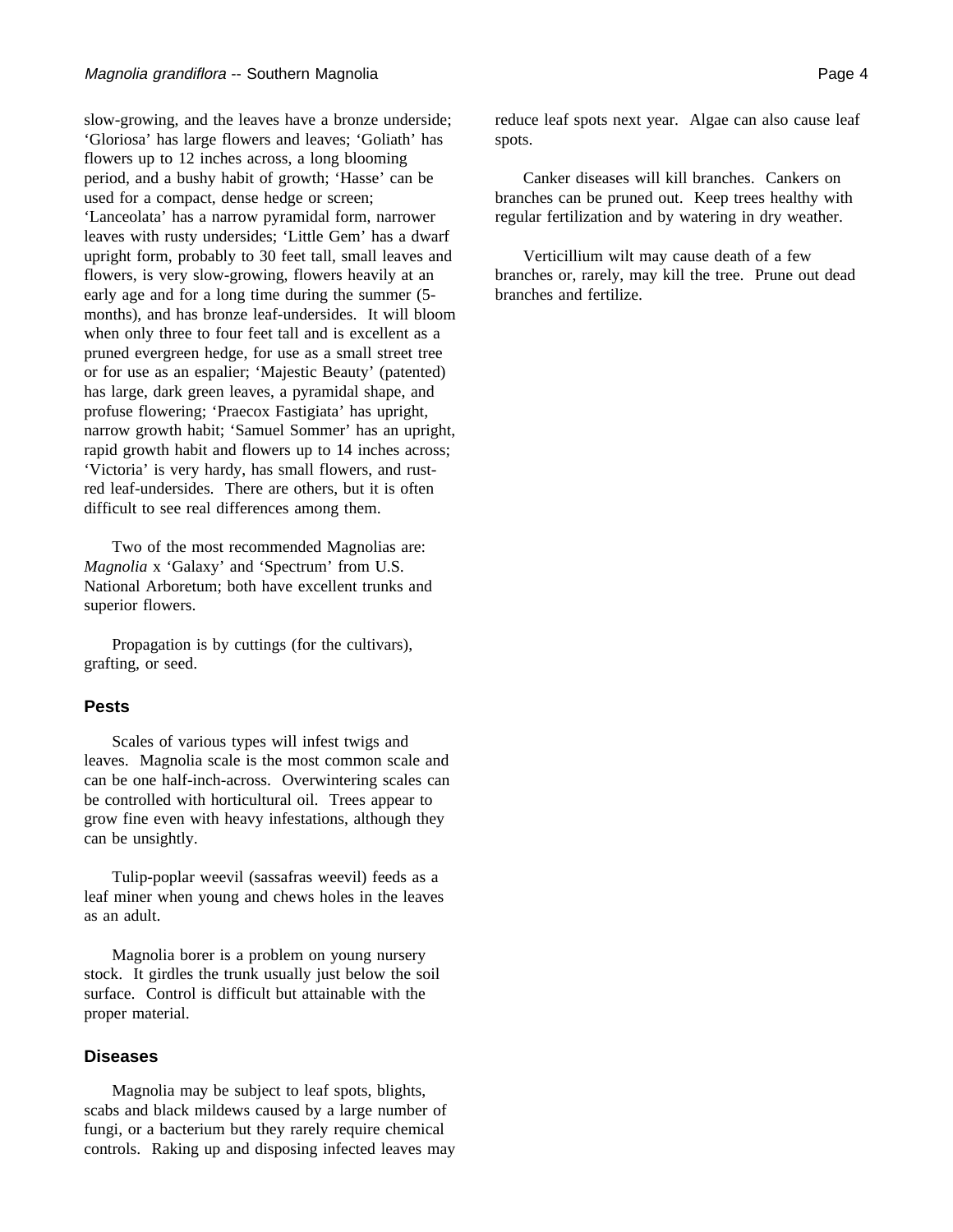slow-growing, and the leaves have a bronze underside; 'Gloriosa' has large flowers and leaves; 'Goliath' has flowers up to 12 inches across, a long blooming period, and a bushy habit of growth; 'Hasse' can be used for a compact, dense hedge or screen; 'Lanceolata' has a narrow pyramidal form, narrower leaves with rusty undersides; 'Little Gem' has a dwarf upright form, probably to 30 feet tall, small leaves and flowers, is very slow-growing, flowers heavily at an early age and for a long time during the summer (5-months), and has bronze leaf-undersides. It will bloom when only three to four feet tall and is excellent as a pruned evergreen hedge, for use as a small street tree or for use as an espalier; 'Majestic Beauty' (patented) has large, dark green leaves, a pyramidal shape, and profuse flowering; 'Praecox Fastigiata' has upright, narrow growth habit; 'Samuel Sommer' has an upright, rapid growth habit and flowers up to 14 inches across; 'Victoria' is very hardy, has small flowers, and rust-red leaf-undersides. There are others, but it is often difficult to see real differences among them.

Two of the most recommended Magnolias are: *Magnolia* x 'Galaxy' and 'Spectrum' from U.S. National Arboretum; both have excellent trunks and superior flowers.

Propagation is by cuttings (for the cultivars), grafting, or seed.

### Pests

Scales of various types will infest twigs and leaves. Magnolia scale is the most common scale and can be one half-inch-across. Overwintering scales can be controlled with horticultural oil. Trees appear to grow fine even with heavy infestations, although they can be unsightly.

Tulip-poplar weevil (sassafras weevil) feeds as a leaf miner when young and chews holes in the leaves as an adult.

Magnolia borer is a problem on young nursery stock. It girdles the trunk usually just below the soil surface. Control is difficult but attainable with the proper material.

### Diseases

Magnolia may be subject to leaf spots, blights, scabs and black mildews caused by a large number of fungi, or a bacterium but they rarely require chemical controls. Raking up and disposing infected leaves may reduce leaf spots next year. Algae can also cause leaf spots.

Canker diseases will kill branches. Cankers on branches can be pruned out. Keep trees healthy with regular fertilization and by watering in dry weather.

Verticillium wilt may cause death of a few branches or, rarely, may kill the tree. Prune out dead branches and fertilize.